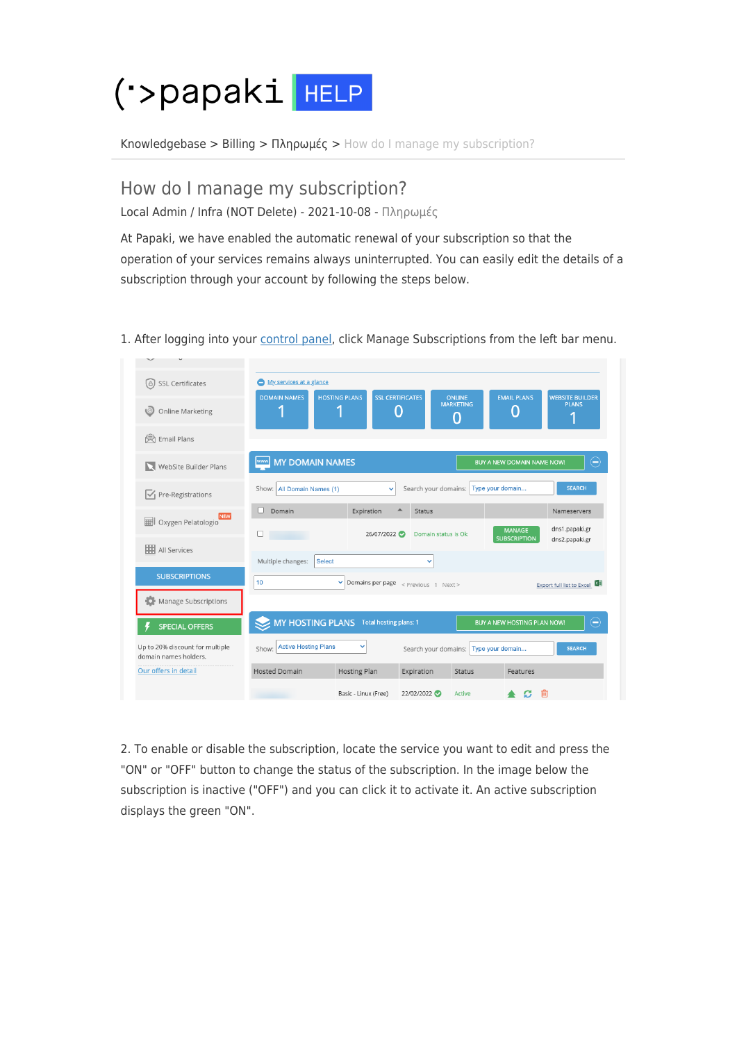(·>papaki HELP

Knowledgebase > Billing > Πληρωμές > How do I manage my subscription?

# How do I manage my subscription?

Local Admin / Infra (NOT Delete) - 2021-10-08 - Πληρωμές

At Papaki, we have enabled the automatic renewal of your subscription so that the operation of your services remains always uninterrupted. You can easily edit the details of a subscription through your account by following the steps below.

1. After logging into your control panel, click Manage Subscriptions from the left bar menu.

2. To enable or disable the subscription, locate the service you want to edit and press the "ON" or "OFF" button to change the status of the subscription. In the image below the subscription is inactive ("OFF") and you can click it to activate it. An active subscription displays the green "ON".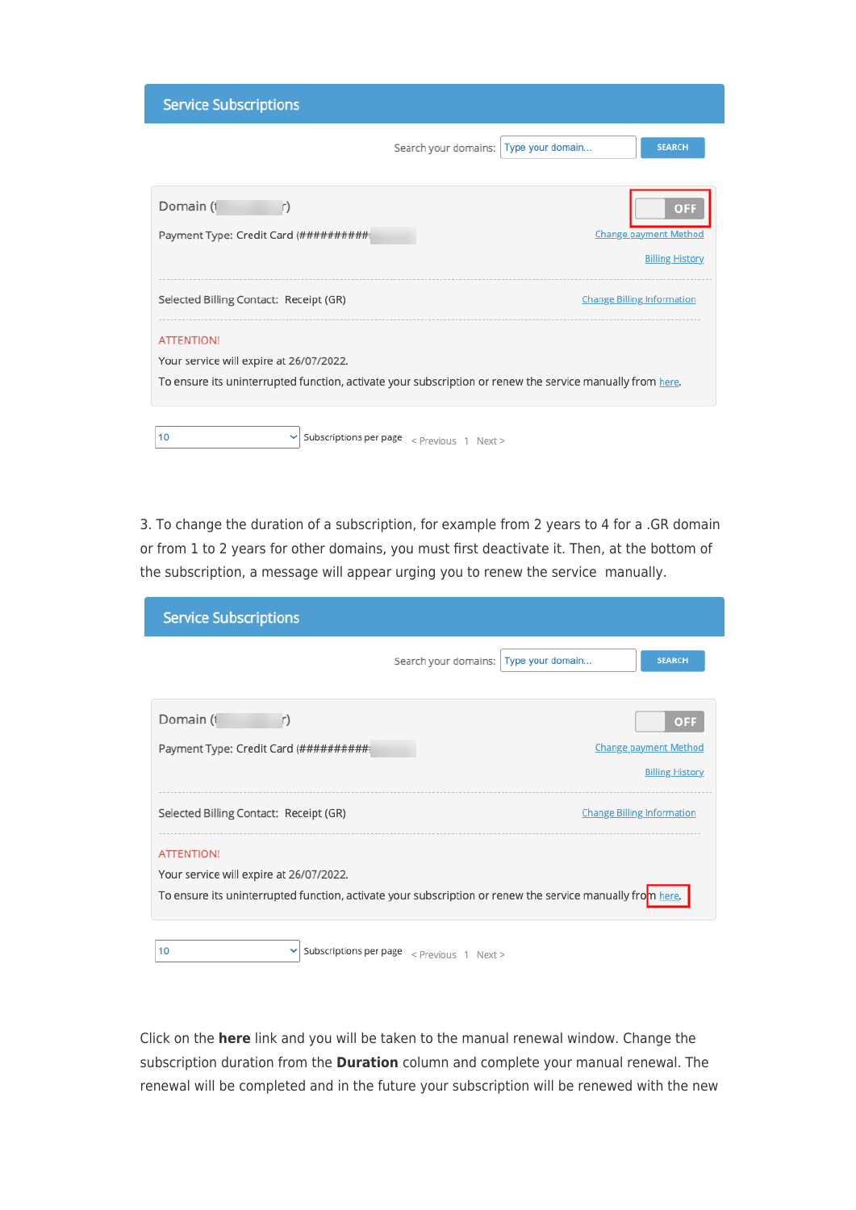## Service Subscriptions

Search your domains: Type your domain... SEARCH

Domain (t r) OFF

Payment Type: Credit Card (##########

Change payment Method

Billing History

Selected Billing Contact: Receipt (GR)

Change Billing Information

ATTENTION!

Your service will expire at 26/07/2022.

To ensure its uninterrupted function, activate your subscription or renew the service manually from here.

10 Subscriptions per page < Previous 1 Next >

3. To change the duration of a subscription, for example from 2 years to 4 for a .GR domain or from 1 to 2 years for other domains, you must first deactivate it. Then, at the bottom of the subscription, a message will appear urging you to renew the service manually.

## Service Subscriptions

Search your domains: Type your domain... SEARCH

Domain (t r) OFF

Payment Type: Credit Card (##########

Change payment Method

Billing History

Selected Billing Contact: Receipt (GR)

Change Billing Information

ATTENTION!

Your service will expire at 26/07/2022.

To ensure its uninterrupted function, activate your subscription or renew the service manually from here.

10 Subscriptions per page < Previous 1 Next >

Click on the **here** link and you will be taken to the manual renewal window. Change the subscription duration from the **Duration** column and complete your manual renewal. The renewal will be completed and in the future your subscription will be renewed with the new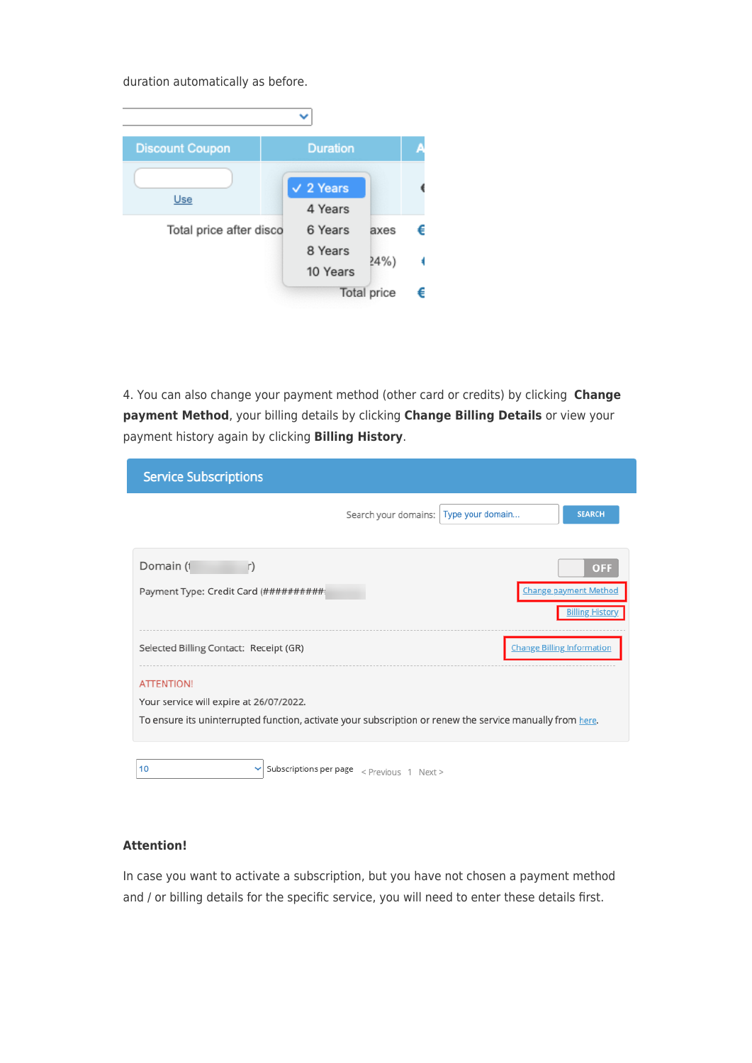duration automatically as before.

4. You can also change your payment method (other card or credits) by clicking **Change payment Method**, your billing details by clicking **Change Billing Details** or view your payment history again by clicking **Billing History**.

**Attention!**

In case you want to activate a subscription, but you have not chosen a payment method and / or billing details for the specific service, you will need to enter these details first.